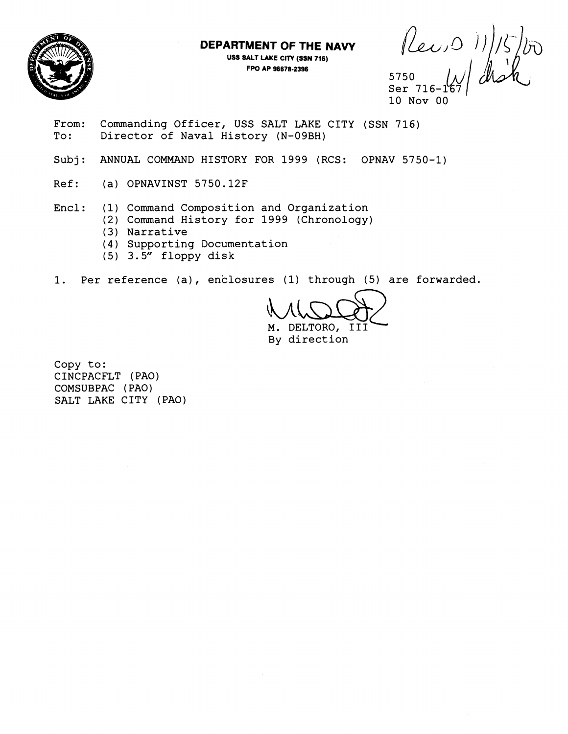**DEPARTMENT OF THE NAVY**
**USS SALT LAKE CITY (SSN 716)**
**FPO AP 96678-2396**

Rec'd 11/15/00 w/ disk

5750
Ser 716-167
10 Nov 00

From: Commanding Officer, USS SALT LAKE CITY (SSN 716)
To: Director of Naval History (N-09BH)

Subj: ANNUAL COMMAND HISTORY FOR 1999 (RCS: OPNAV 5750-1)

Ref: (a) OPNAVINST 5750.12F

Encl: (1) Command Composition and Organization
(2) Command History for 1999 (Chronology)
(3) Narrative
(4) Supporting Documentation
(5) 3.5" floppy disk

1. Per reference (a), enclosures (1) through (5) are forwarded.

M. DELTORO, III
By direction

Copy to:
CINCPACFLT (PAO)
COMSUBPAC (PAO)
SALT LAKE CITY (PAO)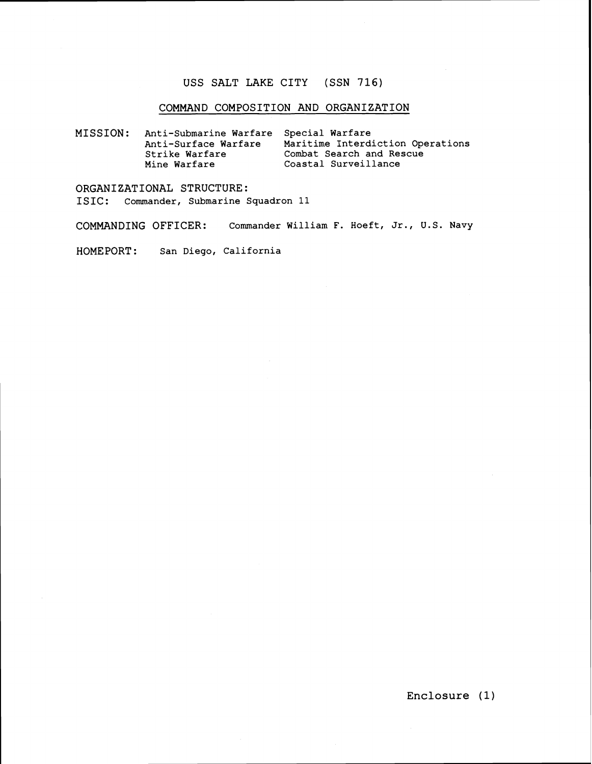# USS SALT LAKE CITY (SSN 716)

## COMMAND COMPOSITION AND ORGANIZATION

**MISSION:**

| | |
|---|---|
| Anti-Submarine Warfare | Special Warfare |
| Anti-Surface Warfare | Maritime Interdiction Operations |
| Strike Warfare | Combat Search and Rescue |
| Mine Warfare | Coastal Surveillance |

**ORGANIZATIONAL STRUCTURE:**

**ISIC:** Commander, Submarine Squadron 11

**COMMANDING OFFICER:** Commander William F. Hoeft, Jr., U.S. Navy

**HOMEPORT:** San Diego, California

Enclosure (1)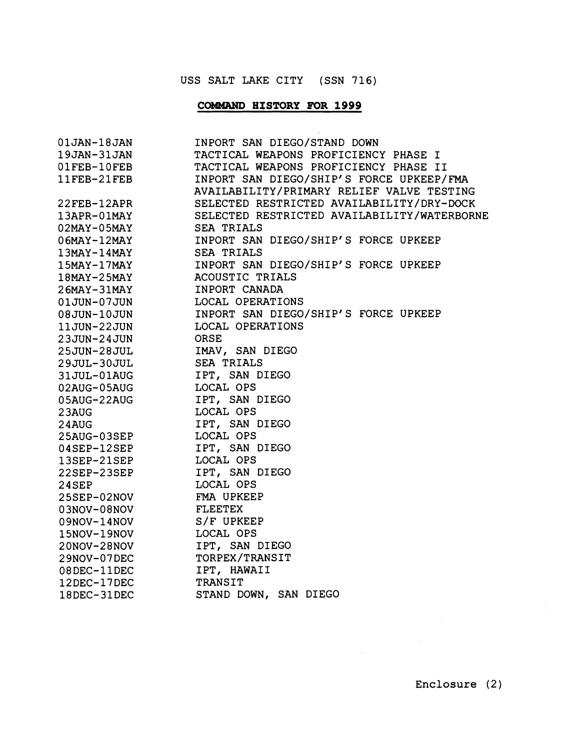# USS SALT LAKE CITY (SSN 716)

## COMMAND HISTORY FOR 1999

| | |
|---|---|
| 01JAN-18JAN | INPORT SAN DIEGO/STAND DOWN |
| 19JAN-31JAN | TACTICAL WEAPONS PROFICIENCY PHASE I |
| 01FEB-10FEB | TACTICAL WEAPONS PROFICIENCY PHASE II |
| 11FEB-21FEB | INPORT SAN DIEGO/SHIP'S FORCE UPKEEP/FMA AVAILABILITY/PRIMARY RELIEF VALVE TESTING |
| 22FEB-12APR | SELECTED RESTRICTED AVAILABILITY/DRY-DOCK |
| 13APR-01MAY | SELECTED RESTRICTED AVAILABILITY/WATERBORNE |
| 02MAY-05MAY | SEA TRIALS |
| 06MAY-12MAY | INPORT SAN DIEGO/SHIP'S FORCE UPKEEP |
| 13MAY-14MAY | SEA TRIALS |
| 15MAY-17MAY | INPORT SAN DIEGO/SHIP'S FORCE UPKEEP |
| 18MAY-25MAY | ACOUSTIC TRIALS |
| 26MAY-31MAY | INPORT CANADA |
| 01JUN-07JUN | LOCAL OPERATIONS |
| 08JUN-10JUN | INPORT SAN DIEGO/SHIP'S FORCE UPKEEP |
| 11JUN-22JUN | LOCAL OPERATIONS |
| 23JUN-24JUN | ORSE |
| 25JUN-28JUL | IMAV, SAN DIEGO |
| 29JUL-30JUL | SEA TRIALS |
| 31JUL-01AUG | IPT, SAN DIEGO |
| 02AUG-05AUG | LOCAL OPS |
| 05AUG-22AUG | IPT, SAN DIEGO |
| 23AUG | LOCAL OPS |
| 24AUG | IPT, SAN DIEGO |
| 25AUG-03SEP | LOCAL OPS |
| 04SEP-12SEP | IPT, SAN DIEGO |
| 13SEP-21SEP | LOCAL OPS |
| 22SEP-23SEP | IPT, SAN DIEGO |
| 24SEP | LOCAL OPS |
| 25SEP-02NOV | FMA UPKEEP |
| 03NOV-08NOV | FLEETEX |
| 09NOV-14NOV | S/F UPKEEP |
| 15NOV-19NOV | LOCAL OPS |
| 20NOV-28NOV | IPT, SAN DIEGO |
| 29NOV-07DEC | TORPEX/TRANSIT |
| 08DEC-11DEC | IPT, HAWAII |
| 12DEC-17DEC | TRANSIT |
| 18DEC-31DEC | STAND DOWN, SAN DIEGO |

Enclosure (2)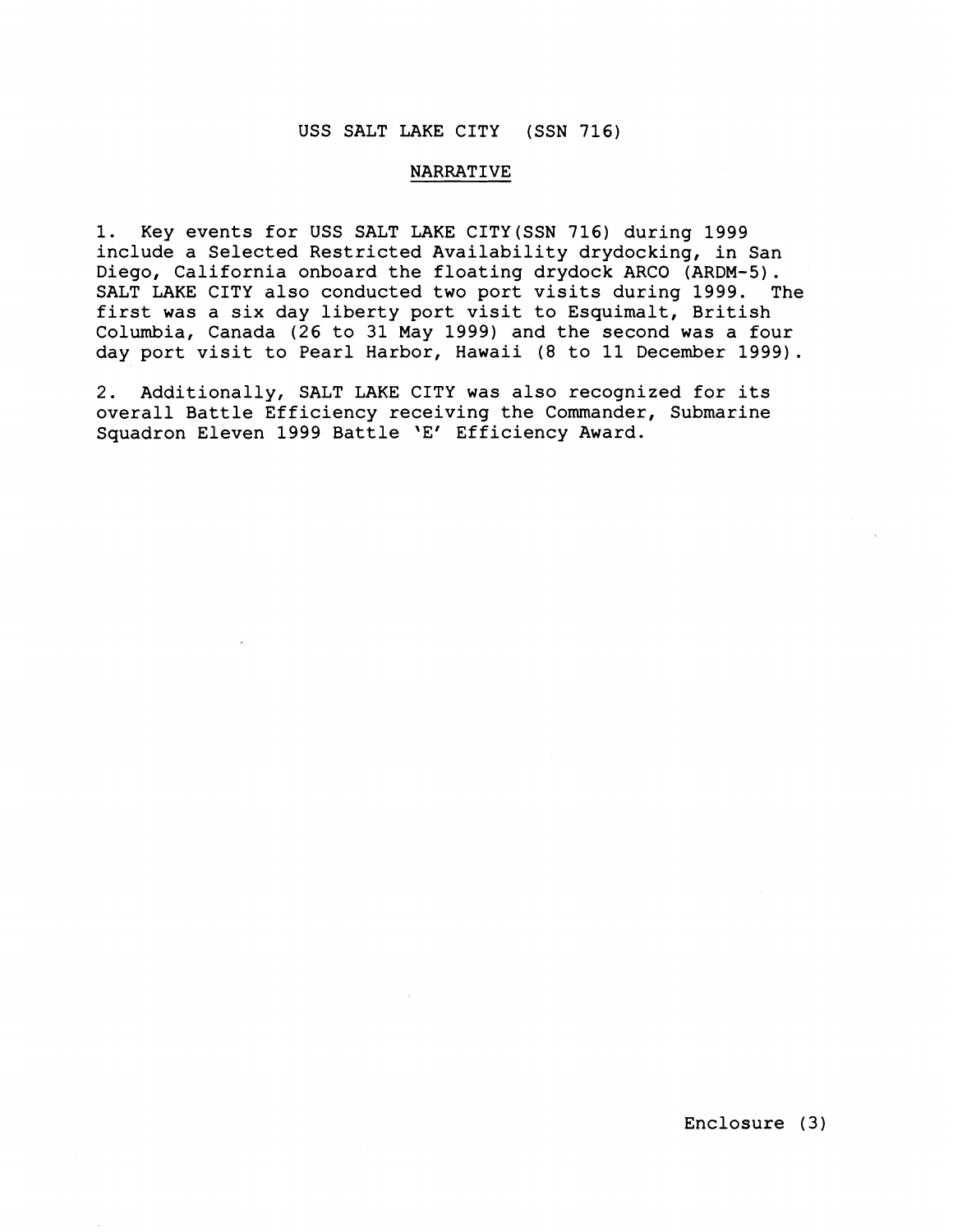# USS SALT LAKE CITY (SSN 716)

## NARRATIVE

1. Key events for USS SALT LAKE CITY(SSN 716) during 1999 include a Selected Restricted Availability drydocking, in San Diego, California onboard the floating drydock ARCO (ARDM-5). SALT LAKE CITY also conducted two port visits during 1999. The first was a six day liberty port visit to Esquimalt, British Columbia, Canada (26 to 31 May 1999) and the second was a four day port visit to Pearl Harbor, Hawaii (8 to 11 December 1999).

2. Additionally, SALT LAKE CITY was also recognized for its overall Battle Efficiency receiving the Commander, Submarine Squadron Eleven 1999 Battle 'E' Efficiency Award.

Enclosure (3)